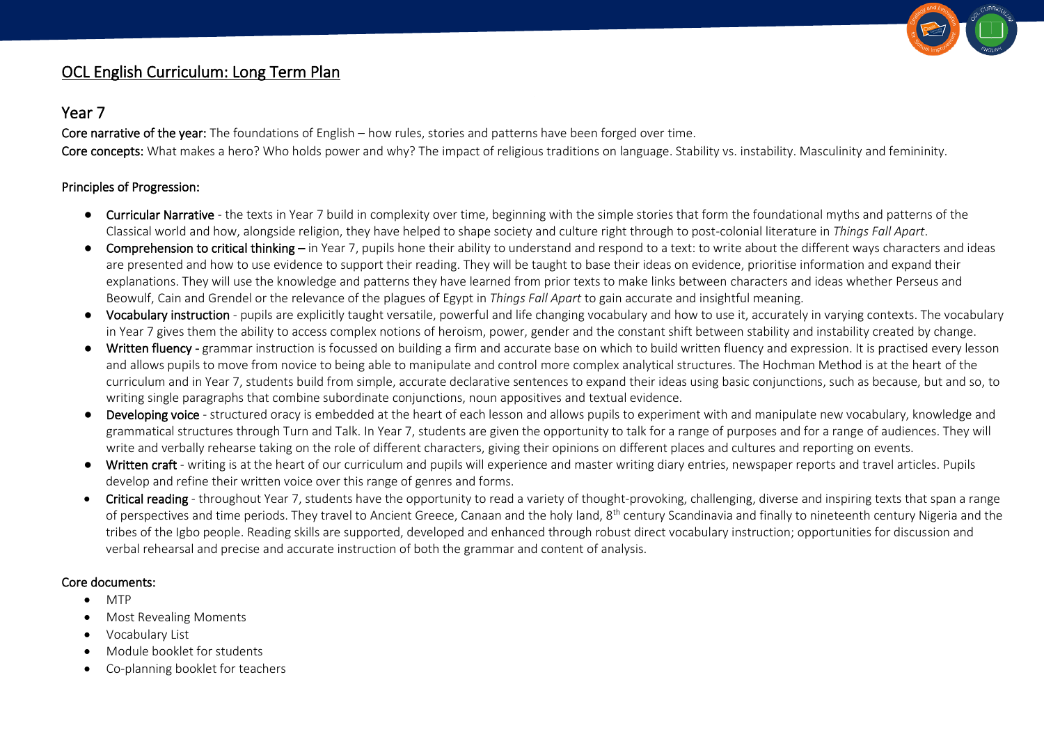# OCL English Curriculum: Long Term Plan

## Year 7

**Core narrative of the year:** The foundations of English – how rules, stories and patterns have been forged over time.

**Core concepts:** What makes a hero? Who holds power and why? The impact of religious traditions on language. Stability vs. instability. Masculinity and femininity.

### Principles of Progression:

- **Curricular Narrative** - the texts in Year 7 build in complexity over time, beginning with the simple stories that form the foundational myths and patterns of the Classical world and how, alongside religion, they have helped to shape society and culture right through to post-colonial literature in *Things Fall Apart*.
- **Comprehension to critical thinking** – in Year 7, pupils hone their ability to understand and respond to a text: to write about the different ways characters and ideas are presented and how to use evidence to support their reading. They will be taught to base their ideas on evidence, prioritise information and expand their explanations. They will use the knowledge and patterns they have learned from prior texts to make links between characters and ideas whether Perseus and Beowulf, Cain and Grendel or the relevance of the plagues of Egypt in *Things Fall Apart* to gain accurate and insightful meaning.
- **Vocabulary instruction** - pupils are explicitly taught versatile, powerful and life changing vocabulary and how to use it, accurately in varying contexts. The vocabulary in Year 7 gives them the ability to access complex notions of heroism, power, gender and the constant shift between stability and instability created by change.
- **Written fluency** - grammar instruction is focussed on building a firm and accurate base on which to build written fluency and expression. It is practised every lesson and allows pupils to move from novice to being able to manipulate and control more complex analytical structures. The Hochman Method is at the heart of the curriculum and in Year 7, students build from simple, accurate declarative sentences to expand their ideas using basic conjunctions, such as because, but and so, to writing single paragraphs that combine subordinate conjunctions, noun appositives and textual evidence.
- **Developing voice** - structured oracy is embedded at the heart of each lesson and allows pupils to experiment with and manipulate new vocabulary, knowledge and grammatical structures through Turn and Talk. In Year 7, students are given the opportunity to talk for a range of purposes and for a range of audiences. They will write and verbally rehearse taking on the role of different characters, giving their opinions on different places and cultures and reporting on events.
- **Written craft** - writing is at the heart of our curriculum and pupils will experience and master writing diary entries, newspaper reports and travel articles. Pupils develop and refine their written voice over this range of genres and forms.
- **Critical reading** - throughout Year 7, students have the opportunity to read a variety of thought-provoking, challenging, diverse and inspiring texts that span a range of perspectives and time periods. They travel to Ancient Greece, Canaan and the holy land, 8th century Scandinavia and finally to nineteenth century Nigeria and the tribes of the Igbo people. Reading skills are supported, developed and enhanced through robust direct vocabulary instruction; opportunities for discussion and verbal rehearsal and precise and accurate instruction of both the grammar and content of analysis.

### Core documents:

- MTP
- Most Revealing Moments
- Vocabulary List
- Module booklet for students
- Co-planning booklet for teachers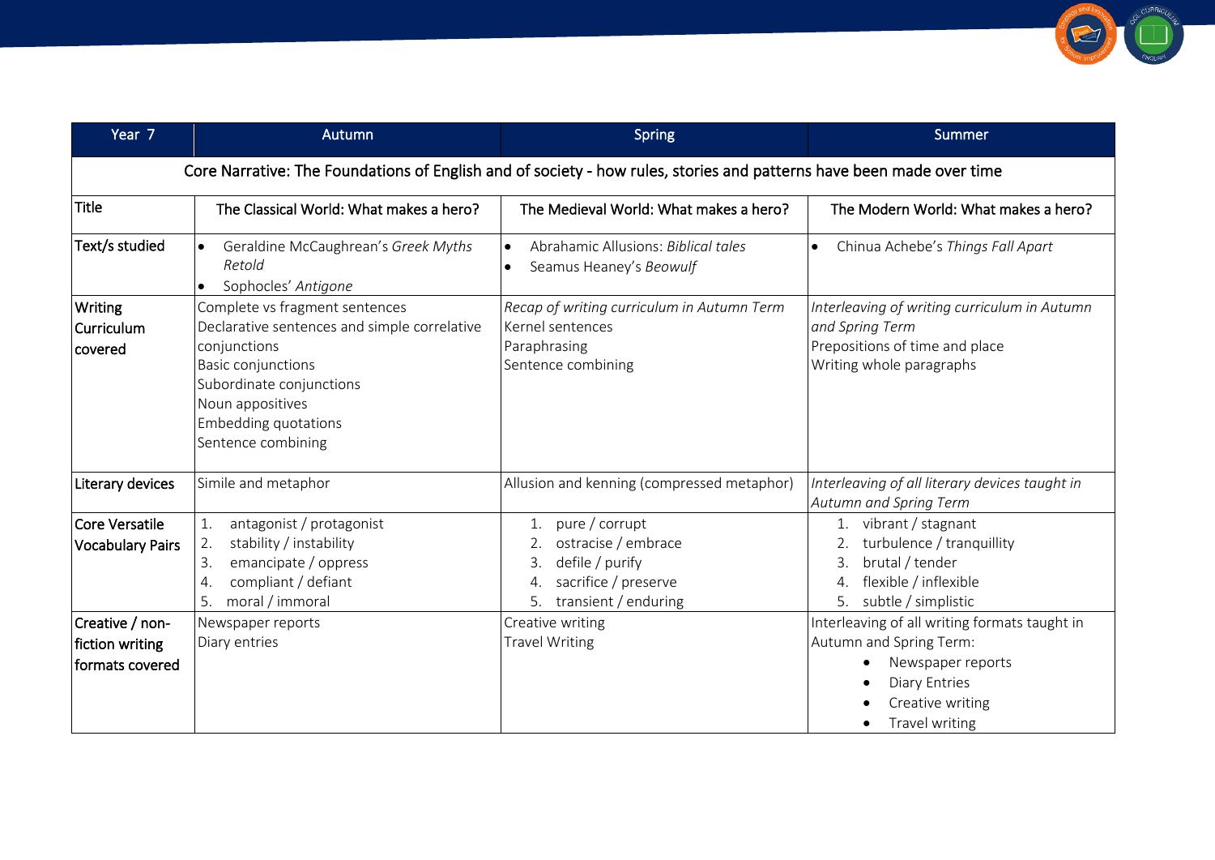| Year 7 | Autumn | Spring | Summer |
|---|---|---|---|
| Core Narrative: The Foundations of English and of society - how rules, stories and patterns have been made over time | | | |
| Title | The Classical World: What makes a hero? | The Medieval World: What makes a hero? | The Modern World: What makes a hero? |
| Text/s studied | • Geraldine McCaughrean's *Greek Myths Retold*<br>• Sophocles' *Antigone* | • Abrahamic Allusions: *Biblical tales*<br>• Seamus Heaney's *Beowulf* | • Chinua Achebe's *Things Fall Apart* |
| Writing Curriculum covered | Complete vs fragment sentences<br>Declarative sentences and simple correlative conjunctions<br>Basic conjunctions<br>Subordinate conjunctions<br>Noun appositives<br>Embedding quotations<br>Sentence combining | *Recap of writing curriculum in Autumn Term*<br>Kernel sentences<br>Paraphrasing<br>Sentence combining | *Interleaving of writing curriculum in Autumn and Spring Term*<br>Prepositions of time and place<br>Writing whole paragraphs |
| Literary devices | Simile and metaphor | Allusion and kenning (compressed metaphor) | *Interleaving of all literary devices taught in Autumn and Spring Term* |
| Core Versatile Vocabulary Pairs | 1. antagonist / protagonist<br>2. stability / instability<br>3. emancipate / oppress<br>4. compliant / defiant<br>5. moral / immoral | 1. pure / corrupt<br>2. ostracise / embrace<br>3. defile / purify<br>4. sacrifice / preserve<br>5. transient / enduring | 1. vibrant / stagnant<br>2. turbulence / tranquillity<br>3. brutal / tender<br>4. flexible / inflexible<br>5. subtle / simplistic |
| Creative / non-fiction writing formats covered | Newspaper reports<br>Diary entries | Creative writing<br>Travel Writing | Interleaving of all writing formats taught in Autumn and Spring Term:<br>• Newspaper reports<br>• Diary Entries<br>• Creative writing<br>• Travel writing |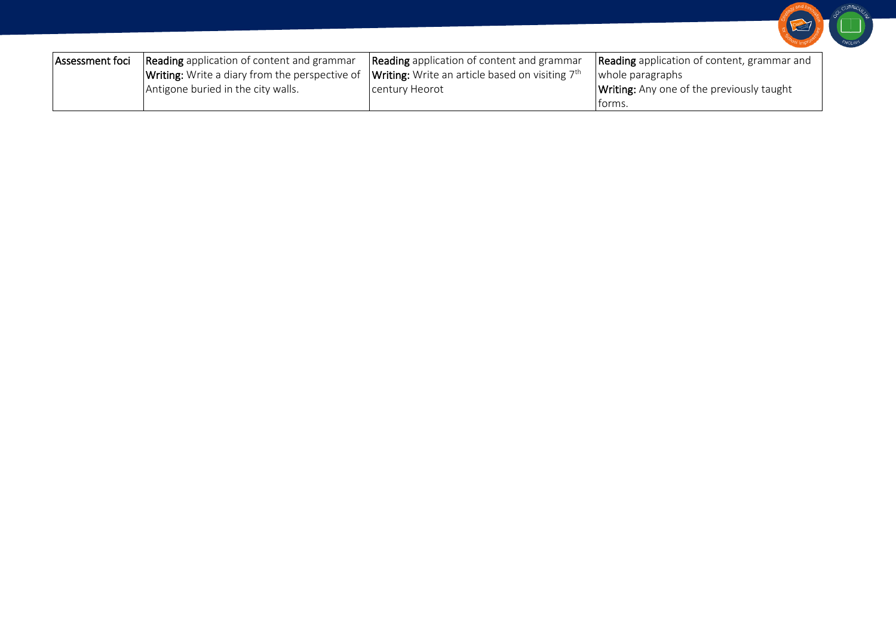| | | | |
|---|---|---|---|
| Assessment foci | **Reading** application of content and grammar<br>**Writing:** Write a diary from the perspective of Antigone buried in the city walls. | **Reading** application of content and grammar<br>**Writing:** Write an article based on visiting 7th century Heorot | **Reading** application of content, grammar and whole paragraphs<br>**Writing:** Any one of the previously taught forms. |